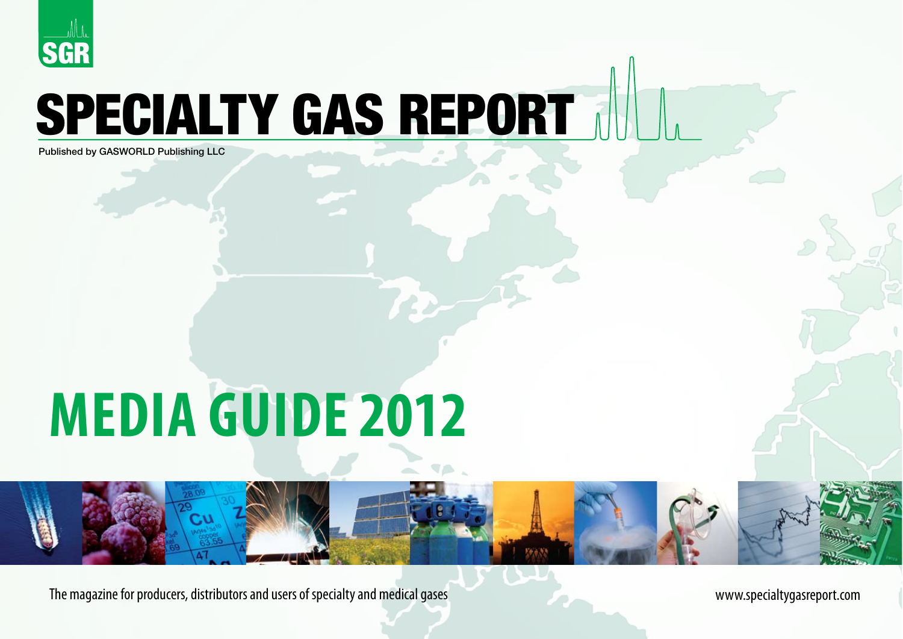SGR

# SPECIALTY GAS REPORT

Published by GASWORLD Publishing LLC

# MEDIA GUIDE 2012

The magazine for producers, distributors and users of specialty and medical gases

www.specialtygasreport.com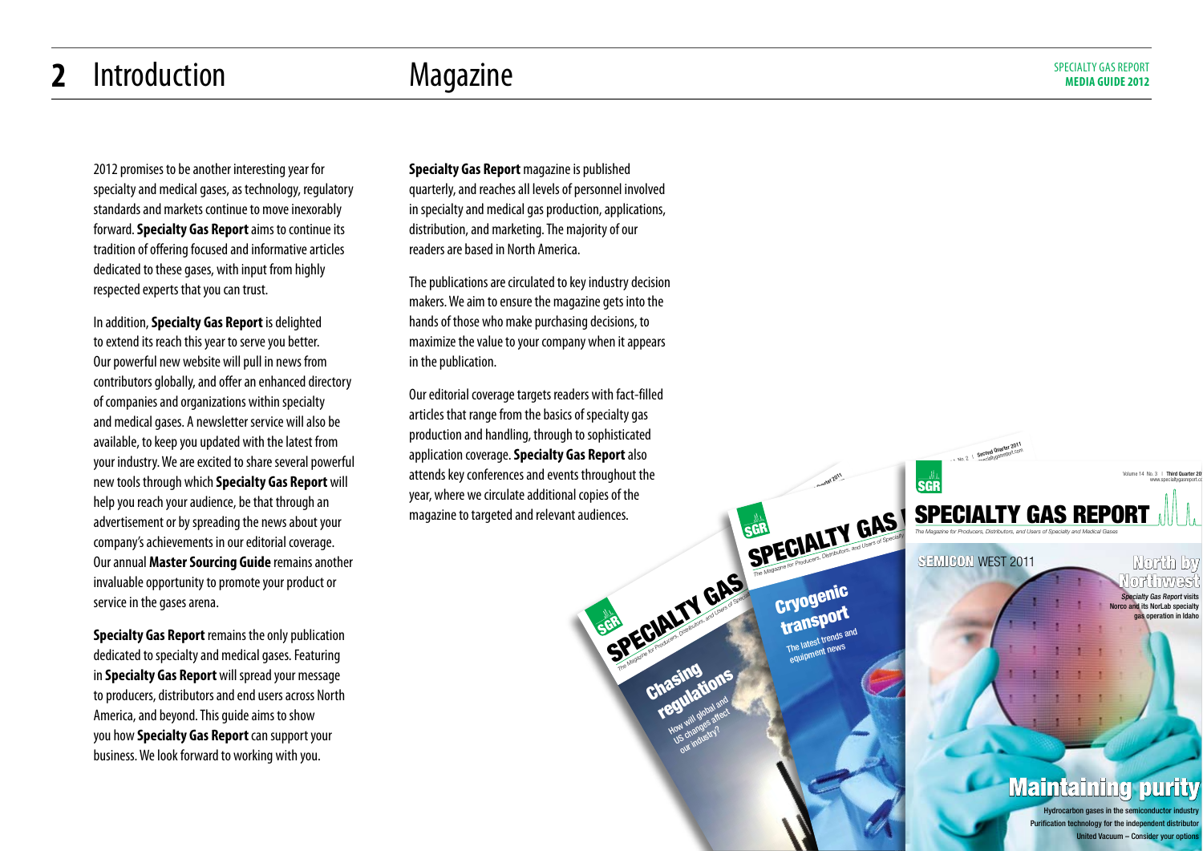# Introduction

2012 promises to be another interesting year for specialty and medical gases, as technology, regulatory standards and markets continue to move inexorably forward. **Specialty Gas Report** aims to continue its tradition of offering focused and informative articles dedicated to these gases, with input from highly respected experts that you can trust.

In addition, **Specialty Gas Report** is delighted to extend its reach this year to serve you better. Our powerful new website will pull in news from contributors globally, and offer an enhanced directory of companies and organizations within specialty and medical gases. A newsletter service will also be available, to keep you updated with the latest from your industry. We are excited to share several powerful new tools through which **Specialty Gas Report** will help you reach your audience, be that through an advertisement or by spreading the news about your company's achievements in our editorial coverage. Our annual **Master Sourcing Guide** remains another invaluable opportunity to promote your product or service in the gases arena.

**Specialty Gas Report** remains the only publication dedicated to specialty and medical gases. Featuring in **Specialty Gas Report** will spread your message to producers, distributors and end users across North America, and beyond. This guide aims to show you how **Specialty Gas Report** can support your business. We look forward to working with you.

# Magazine

**Specialty Gas Report** magazine is published quarterly, and reaches all levels of personnel involved in specialty and medical gas production, applications, distribution, and marketing. The majority of our readers are based in North America.

The publications are circulated to key industry decision makers. We aim to ensure the magazine gets into the hands of those who make purchasing decisions, to maximize the value to your company when it appears in the publication.

Our editorial coverage targets readers with fact-filled articles that range from the basics of specialty gas production and handling, through to sophisticated application coverage. **Specialty Gas Report** also attends key conferences and events throughout the year, where we circulate additional copies of the magazine to targeted and relevant audiences.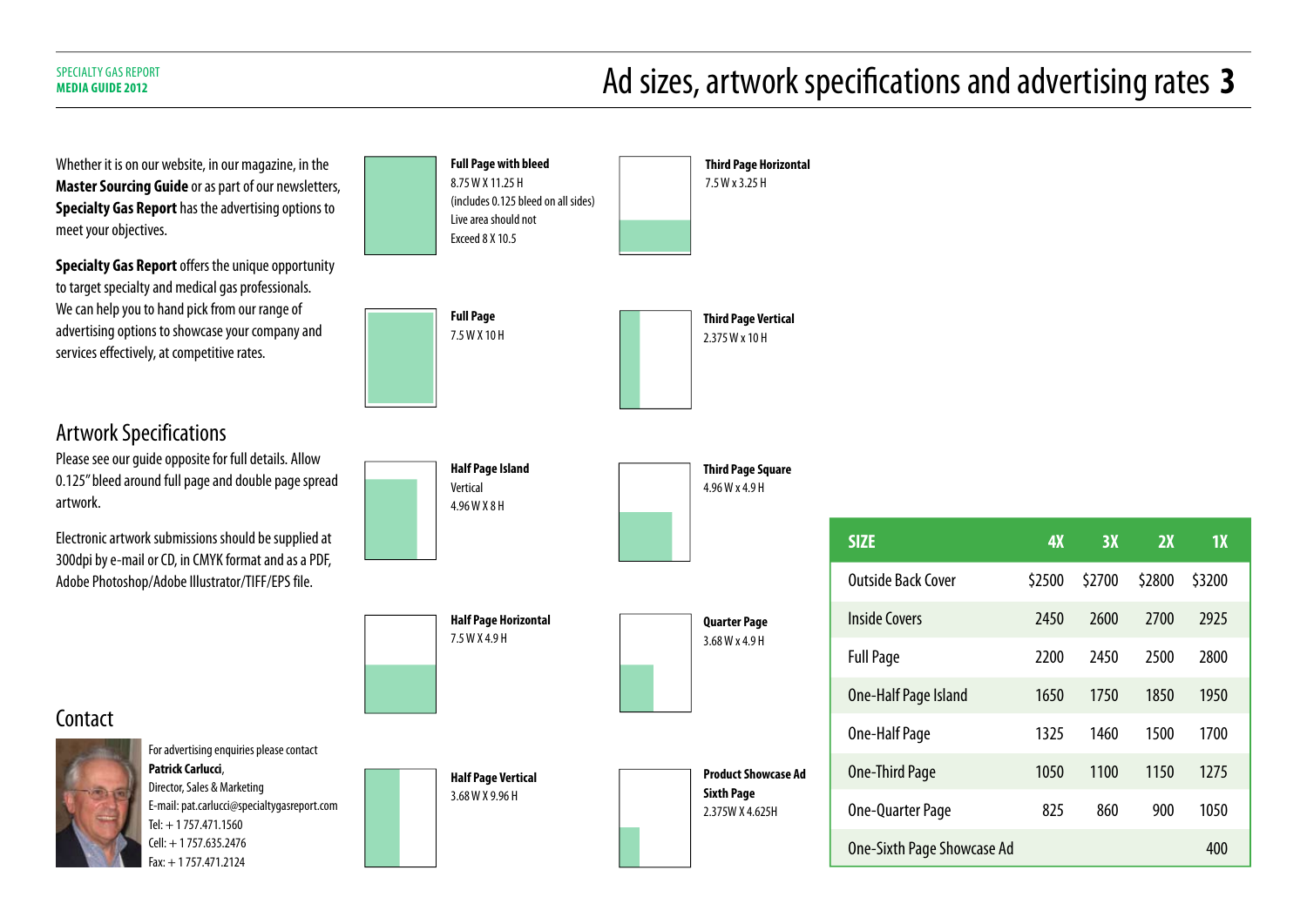# Ad sizes, artwork specifications and advertising rates

Whether it is on our website, in our magazine, in the **Master Sourcing Guide** or as part of our newsletters, **Specialty Gas Report** has the advertising options to meet your objectives.

**Specialty Gas Report** offers the unique opportunity to target specialty and medical gas professionals. We can help you to hand pick from our range of advertising options to showcase your company and services effectively, at competitive rates.

## Artwork Specifications

Please see our guide opposite for full details. Allow 0.125" bleed around full page and double page spread artwork.

Electronic artwork submissions should be supplied at 300dpi by e-mail or CD, in CMYK format and as a PDF, Adobe Photoshop/Adobe Illustrator/TIFF/EPS file.

## Contact

For advertising enquiries please contact
**Patrick Carlucci**,
Director, Sales & Marketing
E-mail: pat.carlucci@specialtygasreport.com
Tel: + 1 757.471.1560
Cell: + 1 757.635.2476
Fax: + 1 757.471.2124

**Full Page with bleed**
8.75 W X 11.25 H
(includes 0.125 bleed on all sides)
Live area should not
Exceed 8 X 10.5

**Full Page**
7.5 W X 10 H

**Half Page Island**
Vertical
4.96 W X 8 H

**Half Page Horizontal**
7.5 W X 4.9 H

**Half Page Vertical**
3.68 W X 9.96 H

**Third Page Horizontal**
7.5 W x 3.25 H

**Third Page Vertical**
2.375 W x 10 H

**Third Page Square**
4.96 W x 4.9 H

**Quarter Page**
3.68 W x 4.9 H

**Product Showcase Ad**
**Sixth Page**
2.375W X 4.625H

| SIZE | 4X | 3X | 2X | 1X |
|---|---|---|---|---|
| Outside Back Cover | $2500 | $2700 | $2800 | $3200 |
| Inside Covers | 2450 | 2600 | 2700 | 2925 |
| Full Page | 2200 | 2450 | 2500 | 2800 |
| One-Half Page Island | 1650 | 1750 | 1850 | 1950 |
| One-Half Page | 1325 | 1460 | 1500 | 1700 |
| One-Third Page | 1050 | 1100 | 1150 | 1275 |
| One-Quarter Page | 825 | 860 | 900 | 1050 |
| One-Sixth Page Showcase Ad | | | | 400 |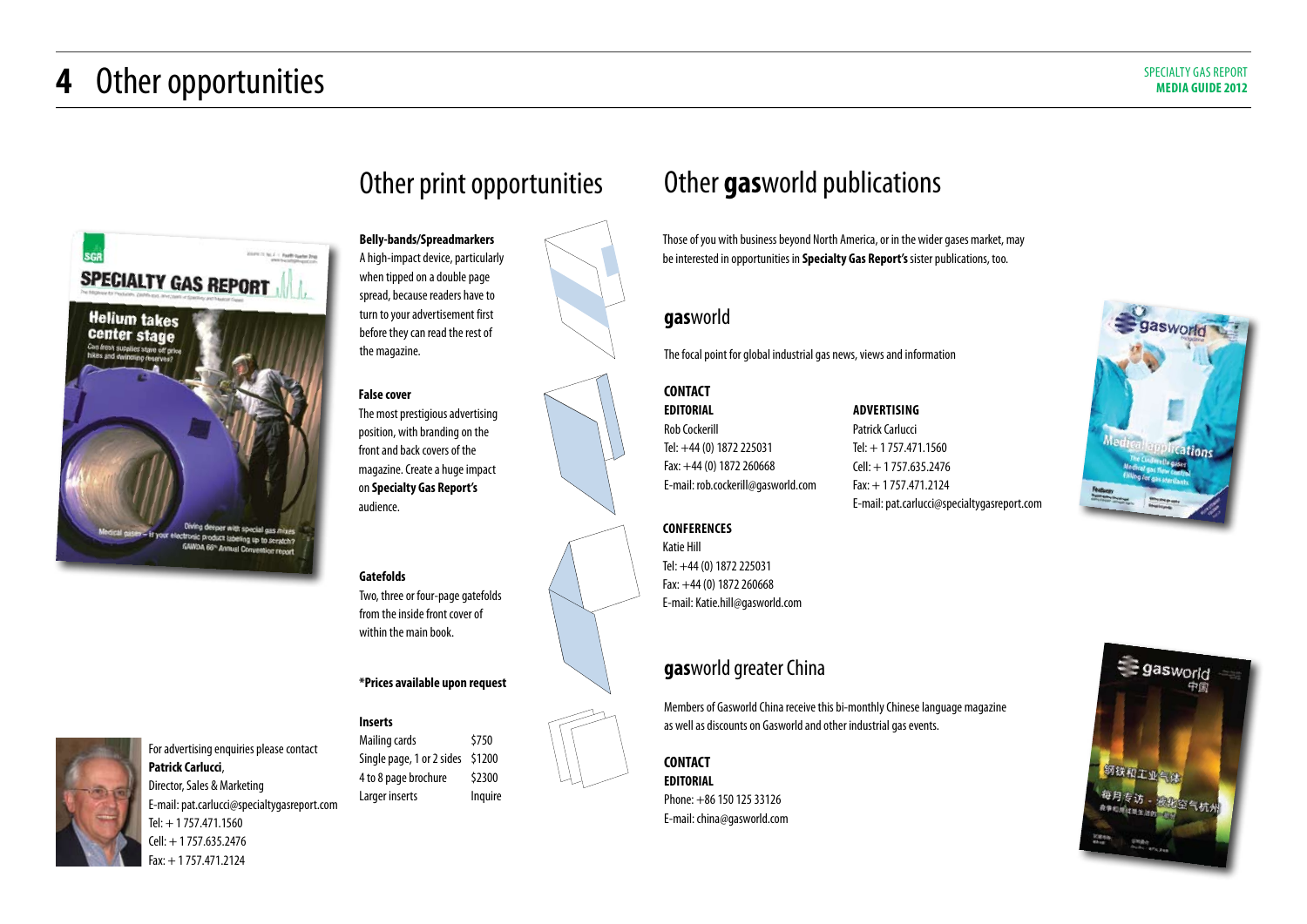# 4 Other opportunities

## Other print opportunities

**Belly-bands/Spreadmarkers**
A high-impact device, particularly when tipped on a double page spread, because readers have to turn to your advertisement first before they can read the rest of the magazine.

**False cover**
The most prestigious advertising position, with branding on the front and back covers of the magazine. Create a huge impact on **Specialty Gas Report's** audience.

**Gatefolds**
Two, three or four-page gatefolds from the inside front cover of within the main book.

**\*Prices available upon request**

**Inserts**

| | |
|---|---|
| Mailing cards | $750 |
| Single page, 1 or 2 sides | $1200 |
| 4 to 8 page brochure | $2300 |
| Larger inserts | Inquire |

For advertising enquiries please contact **Patrick Carlucci**,
Director, Sales & Marketing
E-mail: pat.carlucci@specialtygasreport.com
Tel: + 1 757.471.1560
Cell: + 1 757.635.2476
Fax: + 1 757.471.2124

## Other **gas**world publications

Those of you with business beyond North America, or in the wider gases market, may be interested in opportunities in **Specialty Gas Report's** sister publications, too.

### **gas**world

The focal point for global industrial gas news, views and information

**CONTACT**

**EDITORIAL**
Rob Cockerill
Tel: +44 (0) 1872 225031
Fax: +44 (0) 1872 260668
E-mail: rob.cockerill@gasworld.com

**ADVERTISING**
Patrick Carlucci
Tel: + 1 757.471.1560
Cell: + 1 757.635.2476
Fax: + 1 757.471.2124
E-mail: pat.carlucci@specialtygasreport.com

**CONFERENCES**
Katie Hill
Tel: +44 (0) 1872 225031
Fax: +44 (0) 1872 260668
E-mail: Katie.hill@gasworld.com

### **gas**world greater China

Members of Gasworld China receive this bi-monthly Chinese language magazine as well as discounts on Gasworld and other industrial gas events.

**CONTACT**

**EDITORIAL**
Phone: +86 150 125 33126
E-mail: china@gasworld.com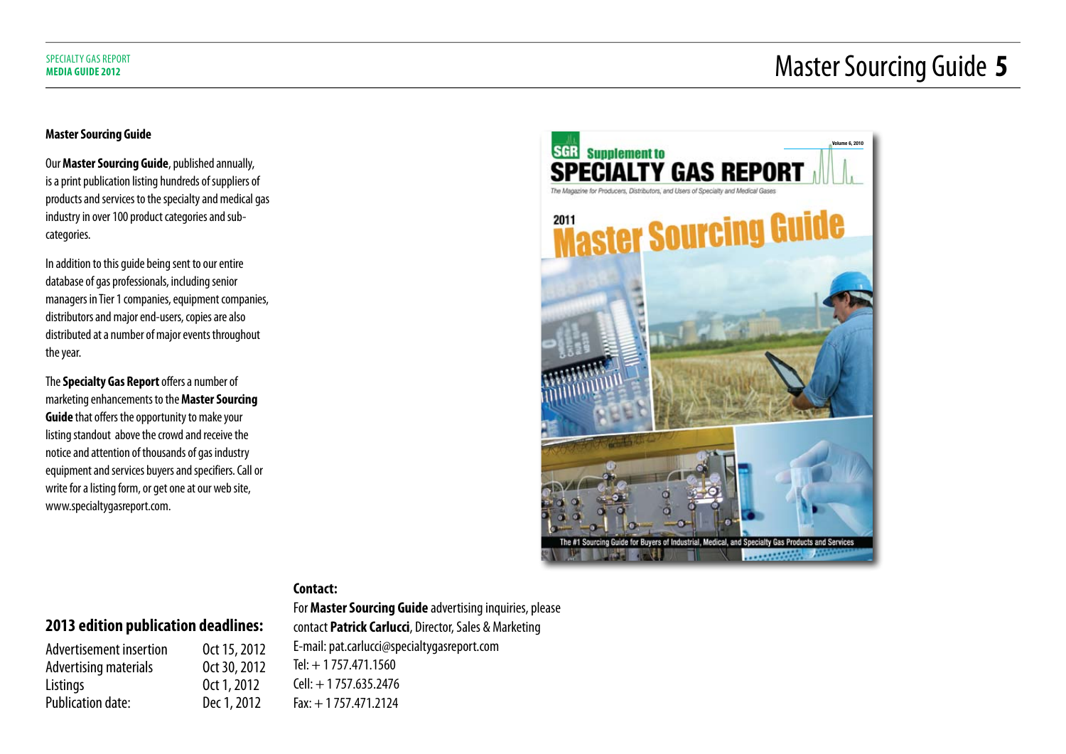# Master Sourcing Guide

## Master Sourcing Guide

Our **Master Sourcing Guide**, published annually, is a print publication listing hundreds of suppliers of products and services to the specialty and medical gas industry in over 100 product categories and sub-categories.

In addition to this guide being sent to our entire database of gas professionals, including senior managers in Tier 1 companies, equipment companies, distributors and major end-users, copies are also distributed at a number of major events throughout the year.

The **Specialty Gas Report** offers a number of marketing enhancements to the **Master Sourcing Guide** that offers the opportunity to make your listing standout above the crowd and receive the notice and attention of thousands of gas industry equipment and services buyers and specifiers. Call or write for a listing form, or get one at our web site, www.specialtygasreport.com.

## 2013 edition publication deadlines:

| | |
|---|---|
| Advertisement insertion | Oct 15, 2012 |
| Advertising materials | Oct 30, 2012 |
| Listings | Oct 1, 2012 |
| Publication date: | Dec 1, 2012 |

**Contact:**

For **Master Sourcing Guide** advertising inquiries, please contact **Patrick Carlucci**, Director, Sales & Marketing
E-mail: pat.carlucci@specialtygasreport.com
Tel: + 1 757.471.1560
Cell: + 1 757.635.2476
Fax: + 1 757.471.2124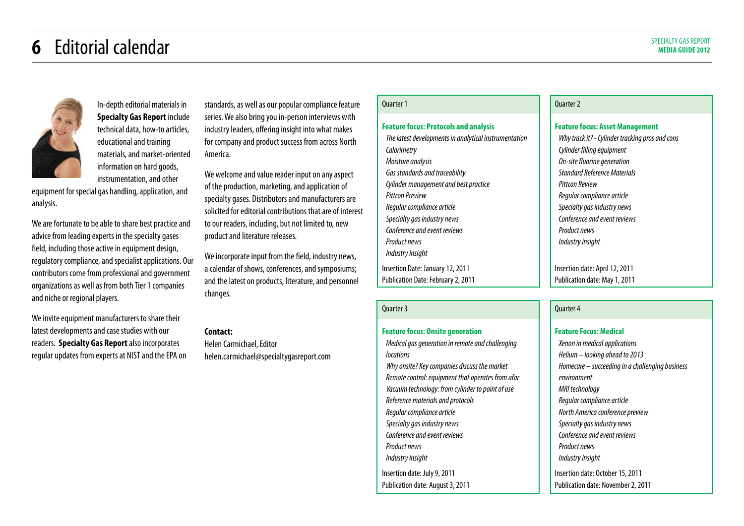# 6 Editorial calendar

In-depth editorial materials in **Specialty Gas Report** include technical data, how-to articles, educational and training materials, and market-oriented information on hard goods, instrumentation, and other equipment for special gas handling, application, and analysis.

We are fortunate to be able to share best practice and advice from leading experts in the specialty gases field, including those active in equipment design, regulatory compliance, and specialist applications. Our contributors come from professional and government organizations as well as from both Tier 1 companies and niche or regional players.

We invite equipment manufacturers to share their latest developments and case studies with our readers. **Specialty Gas Report** also incorporates regular updates from experts at NIST and the EPA on standards, as well as our popular compliance feature series. We also bring you in-person interviews with industry leaders, offering insight into what makes for company and product success from across North America.

We welcome and value reader input on any aspect of the production, marketing, and application of specialty gases. Distributors and manufacturers are solicited for editorial contributions that are of interest to our readers, including, but not limited to, new product and literature releases.

We incorporate input from the field, industry news, a calendar of shows, conferences, and symposiums; and the latest on products, literature, and personnel changes.

**Contact:**
Helen Carmichael, Editor
helen.carmichael@specialtygasreport.com

## Quarter 1

**Feature focus: Protocols and analysis**

*The latest developments in analytical instrumentation*
*Calorimetry*
*Moisture analysis*
*Gas standards and traceability*
*Cylinder management and best practice*
*Pittcon Preview*
*Regular compliance article*
*Specialty gas industry news*
*Conference and event reviews*
*Product news*
*Industry insight*

Insertion Date: January 12, 2011
Publication Date: February 2, 2011

## Quarter 2

**Feature focus: Asset Management**

*Why track it? - Cylinder tracking pros and cons*
*Cylinder filling equipment*
*On-site fluorine generation*
*Standard Reference Materials*
*Pittcon Review*
*Regular compliance article*
*Specialty gas industry news*
*Conference and event reviews*
*Product news*
*Industry insight*

Insertion date: April 12, 2011
Publication date: May 1, 2011

## Quarter 3

**Feature focus: Onsite generation**

*Medical gas generation in remote and challenging locations*
*Why onsite? Key companies discuss the market*
*Remote control: equipment that operates from afar*
*Vacuum technology: from cylinder to point of use*
*Reference materials and protocols*
*Regular compliance article*
*Specialty gas industry news*
*Conference and event reviews*
*Product news*
*Industry insight*

Insertion date: July 9, 2011
Publication date: August 3, 2011

## Quarter 4

**Feature Focus: Medical**

*Xenon in medical applications*
*Helium – looking ahead to 2013*
*Homecare – succeeding in a challenging business environment*
*MRI technology*
*Regular compliance article*
*North America conference preview*
*Specialty gas industry news*
*Conference and event reviews*
*Product news*
*Industry insight*

Insertion date: October 15, 2011
Publication date: November 2, 2011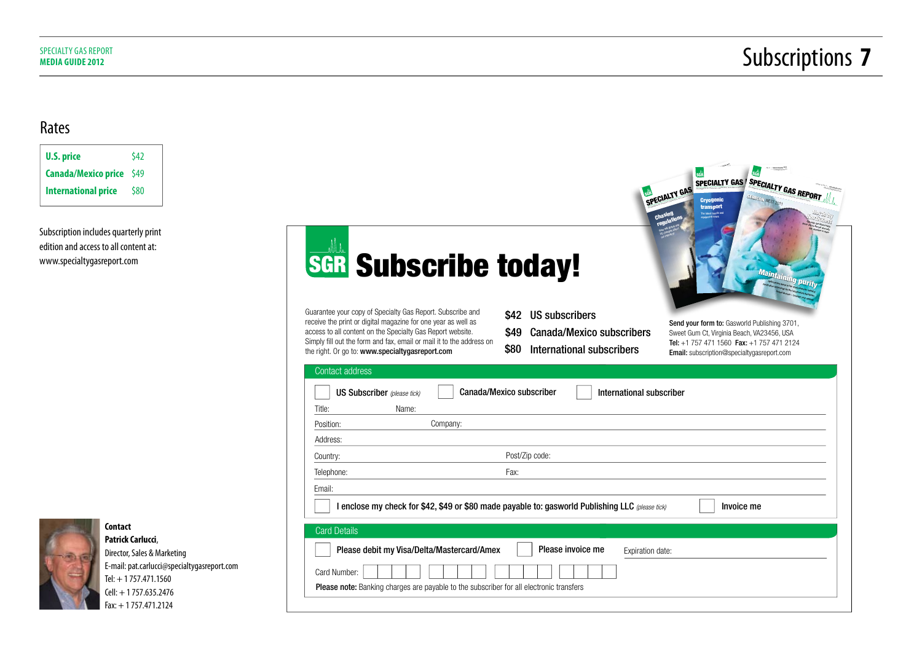# Subscriptions

## Rates

| | |
|---|---|
| **U.S. price** | $42 |
| **Canada/Mexico price** | $49 |
| **International price** | $80 |

Subscription includes quarterly print edition and access to all content at: www.specialtygasreport.com

**Contact**
**Patrick Carlucci**,
Director, Sales & Marketing
E-mail: pat.carlucci@specialtygasreport.com
Tel: + 1 757.471.1560
Cell: + 1 757.635.2476
Fax: + 1 757.471.2124

# SGR Subscribe today!

Guarantee your copy of Specialty Gas Report. Subscribe and receive the print or digital magazine for one year as well as access to all content on the Specialty Gas Report website. Simply fill out the form and fax, email or mail it to the address on the right. Or go to: **www.specialtygasreport.com**

$42 US subscribers
$49 Canada/Mexico subscribers
$80 International subscribers

**Send your form to:** Gasworld Publishing 3701, Sweet Gum Ct, Virginia Beach, VA23456, USA
**Tel:** +1 757 471 1560 **Fax:** +1 757 471 2124
**Email:** subscription@specialtygasreport.com

### Contact address

☐ US Subscriber *(please tick)* ☐ Canada/Mexico subscriber ☐ International subscriber

Title: Name:

Position: Company:

Address:

Country: Post/Zip code:

Telephone: Fax:

Email:

☐ I enclose my check for $42, $49 or $80 made payable to: gasworld Publishing LLC *(please tick)* ☐ Invoice me

### Card Details

☐ Please debit my Visa/Delta/Mastercard/Amex ☐ Please invoice me Expiration date:

Card Number:

**Please note:** Banking charges are payable to the subscriber for all electronic transfers